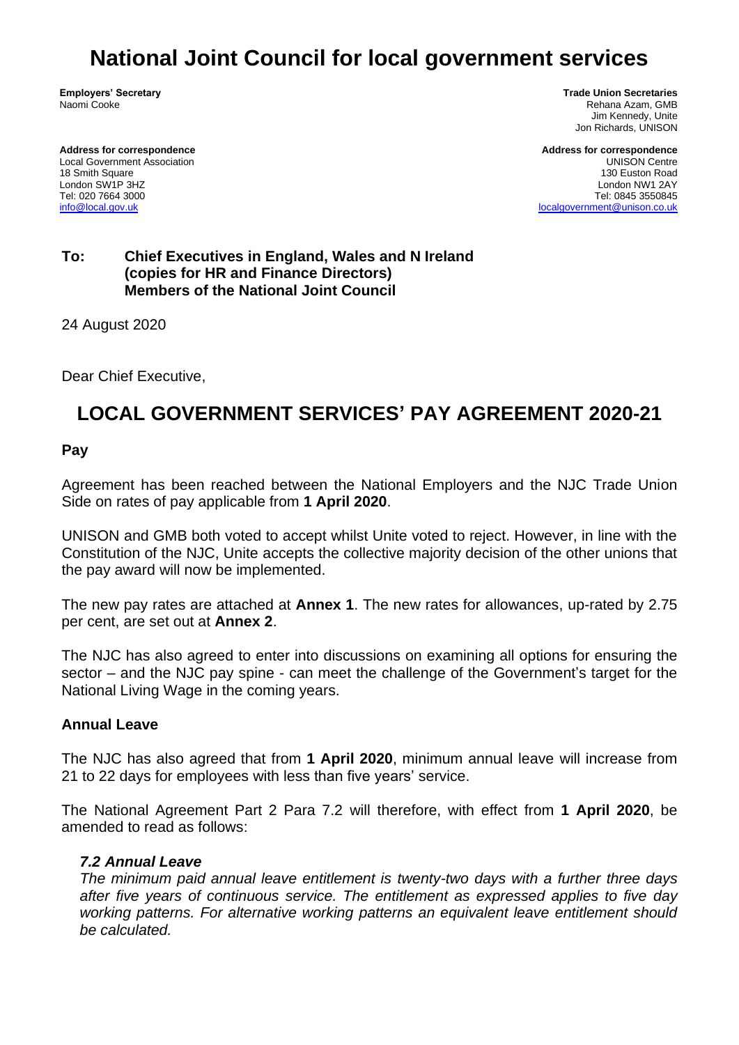# National Joint Council for local government services

**Employers' Secretary**
Naomi Cooke

**Trade Union Secretaries**
Rehana Azam, GMB
Jim Kennedy, Unite
Jon Richards, UNISON

**Address for correspondence**
Local Government Association
18 Smith Square
London SW1P 3HZ
Tel: 020 7664 3000
info@local.gov.uk

**Address for correspondence**
UNISON Centre
130 Euston Road
London NW1 2AY
Tel: 0845 3550845
localgovernment@unison.co.uk

**To: Chief Executives in England, Wales and N Ireland (copies for HR and Finance Directors) Members of the National Joint Council**

24 August 2020

Dear Chief Executive,

## LOCAL GOVERNMENT SERVICES' PAY AGREEMENT 2020-21

### Pay

Agreement has been reached between the National Employers and the NJC Trade Union Side on rates of pay applicable from **1 April 2020**.

UNISON and GMB both voted to accept whilst Unite voted to reject. However, in line with the Constitution of the NJC, Unite accepts the collective majority decision of the other unions that the pay award will now be implemented.

The new pay rates are attached at **Annex 1**. The new rates for allowances, up-rated by 2.75 per cent, are set out at **Annex 2**.

The NJC has also agreed to enter into discussions on examining all options for ensuring the sector – and the NJC pay spine - can meet the challenge of the Government's target for the National Living Wage in the coming years.

### Annual Leave

The NJC has also agreed that from **1 April 2020**, minimum annual leave will increase from 21 to 22 days for employees with less than five years' service.

The National Agreement Part 2 Para 7.2 will therefore, with effect from **1 April 2020**, be amended to read as follows:

***7.2 Annual Leave***
*The minimum paid annual leave entitlement is twenty-two days with a further three days after five years of continuous service. The entitlement as expressed applies to five day working patterns. For alternative working patterns an equivalent leave entitlement should be calculated.*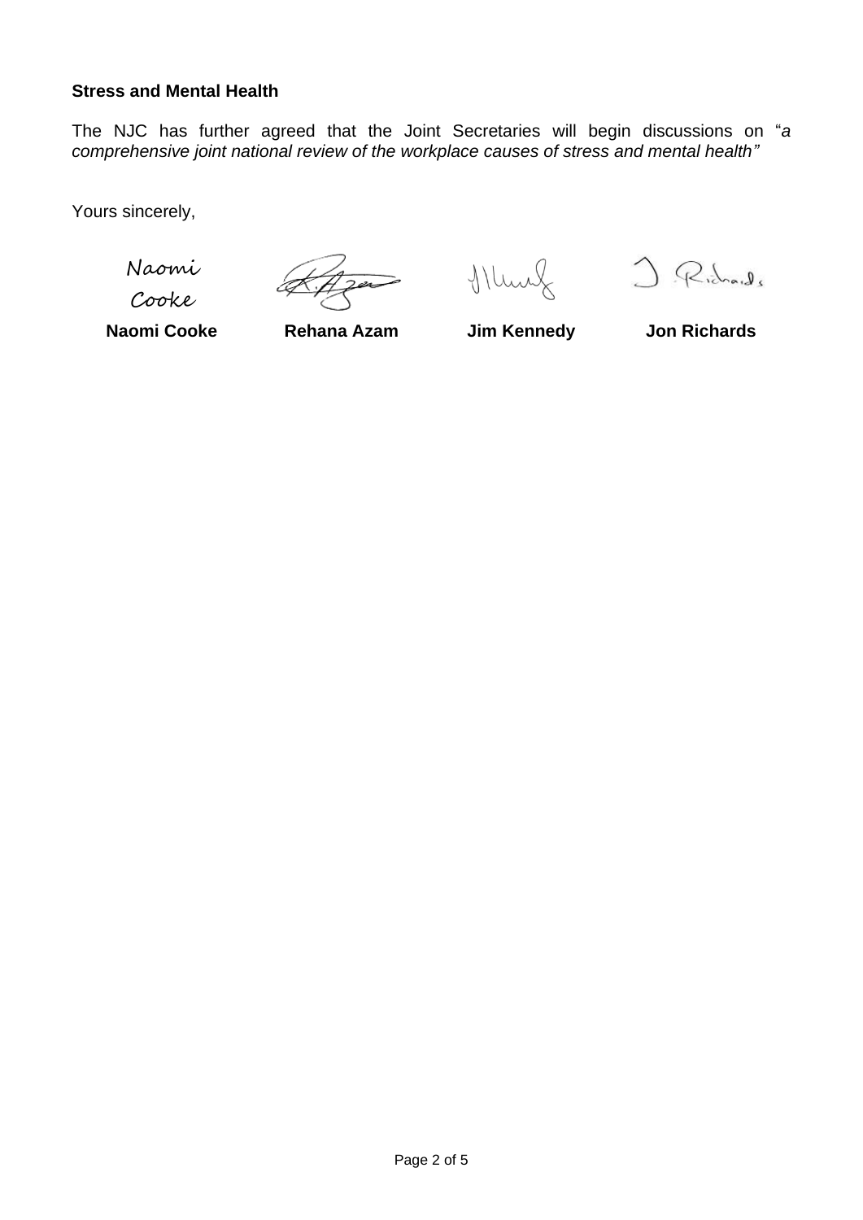**Stress and Mental Health**

The NJC has further agreed that the Joint Secretaries will begin discussions on "*a comprehensive joint national review of the workplace causes of stress and mental health"*

Yours sincerely,

| Naomi Cooke | | | |
|---|---|---|---|
| **Naomi Cooke** | **Rehana Azam** | **Jim Kennedy** | **Jon Richards** |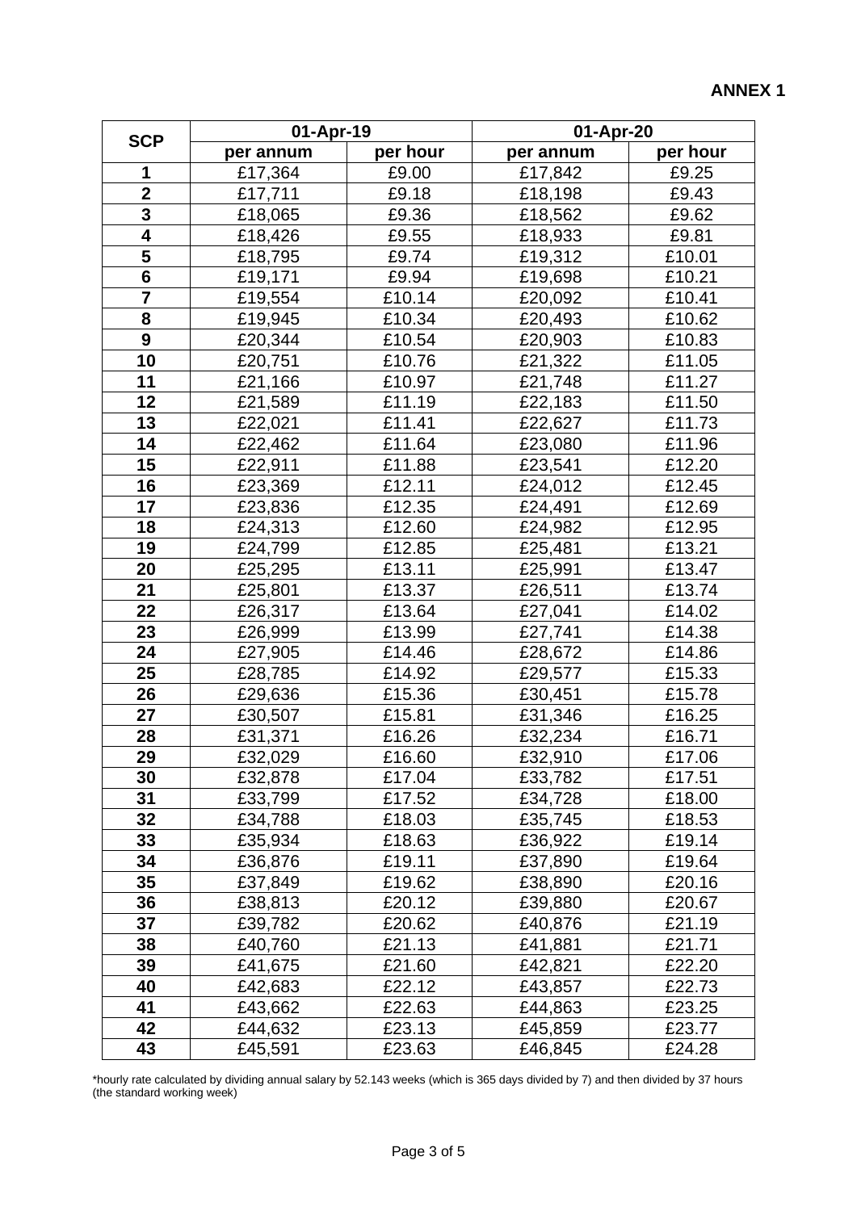**ANNEX 1**

| SCP | 01-Apr-19 | | 01-Apr-20 | |
|---|---|---|---|---|
| | per annum | per hour | per annum | per hour |
| 1 | £17,364 | £9.00 | £17,842 | £9.25 |
| 2 | £17,711 | £9.18 | £18,198 | £9.43 |
| 3 | £18,065 | £9.36 | £18,562 | £9.62 |
| 4 | £18,426 | £9.55 | £18,933 | £9.81 |
| 5 | £18,795 | £9.74 | £19,312 | £10.01 |
| 6 | £19,171 | £9.94 | £19,698 | £10.21 |
| 7 | £19,554 | £10.14 | £20,092 | £10.41 |
| 8 | £19,945 | £10.34 | £20,493 | £10.62 |
| 9 | £20,344 | £10.54 | £20,903 | £10.83 |
| 10 | £20,751 | £10.76 | £21,322 | £11.05 |
| 11 | £21,166 | £10.97 | £21,748 | £11.27 |
| 12 | £21,589 | £11.19 | £22,183 | £11.50 |
| 13 | £22,021 | £11.41 | £22,627 | £11.73 |
| 14 | £22,462 | £11.64 | £23,080 | £11.96 |
| 15 | £22,911 | £11.88 | £23,541 | £12.20 |
| 16 | £23,369 | £12.11 | £24,012 | £12.45 |
| 17 | £23,836 | £12.35 | £24,491 | £12.69 |
| 18 | £24,313 | £12.60 | £24,982 | £12.95 |
| 19 | £24,799 | £12.85 | £25,481 | £13.21 |
| 20 | £25,295 | £13.11 | £25,991 | £13.47 |
| 21 | £25,801 | £13.37 | £26,511 | £13.74 |
| 22 | £26,317 | £13.64 | £27,041 | £14.02 |
| 23 | £26,999 | £13.99 | £27,741 | £14.38 |
| 24 | £27,905 | £14.46 | £28,672 | £14.86 |
| 25 | £28,785 | £14.92 | £29,577 | £15.33 |
| 26 | £29,636 | £15.36 | £30,451 | £15.78 |
| 27 | £30,507 | £15.81 | £31,346 | £16.25 |
| 28 | £31,371 | £16.26 | £32,234 | £16.71 |
| 29 | £32,029 | £16.60 | £32,910 | £17.06 |
| 30 | £32,878 | £17.04 | £33,782 | £17.51 |
| 31 | £33,799 | £17.52 | £34,728 | £18.00 |
| 32 | £34,788 | £18.03 | £35,745 | £18.53 |
| 33 | £35,934 | £18.63 | £36,922 | £19.14 |
| 34 | £36,876 | £19.11 | £37,890 | £19.64 |
| 35 | £37,849 | £19.62 | £38,890 | £20.16 |
| 36 | £38,813 | £20.12 | £39,880 | £20.67 |
| 37 | £39,782 | £20.62 | £40,876 | £21.19 |
| 38 | £40,760 | £21.13 | £41,881 | £21.71 |
| 39 | £41,675 | £21.60 | £42,821 | £22.20 |
| 40 | £42,683 | £22.12 | £43,857 | £22.73 |
| 41 | £43,662 | £22.63 | £44,863 | £23.25 |
| 42 | £44,632 | £23.13 | £45,859 | £23.77 |
| 43 | £45,591 | £23.63 | £46,845 | £24.28 |

*hourly rate calculated by dividing annual salary by 52.143 weeks (which is 365 days divided by 7) and then divided by 37 hours (the standard working week)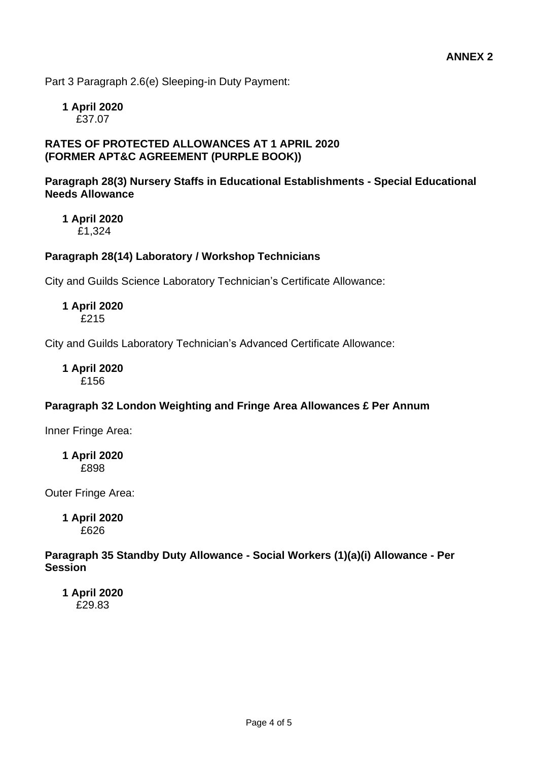**ANNEX 2**

Part 3 Paragraph 2.6(e) Sleeping-in Duty Payment:

**1 April 2020**
£37.07

**RATES OF PROTECTED ALLOWANCES AT 1 APRIL 2020 (FORMER APT&C AGREEMENT (PURPLE BOOK))**

**Paragraph 28(3) Nursery Staffs in Educational Establishments - Special Educational Needs Allowance**

**1 April 2020**
£1,324

**Paragraph 28(14) Laboratory / Workshop Technicians**

City and Guilds Science Laboratory Technician's Certificate Allowance:

**1 April 2020**
£215

City and Guilds Laboratory Technician's Advanced Certificate Allowance:

**1 April 2020**
£156

**Paragraph 32 London Weighting and Fringe Area Allowances £ Per Annum**

Inner Fringe Area:

**1 April 2020**
£898

Outer Fringe Area:

**1 April 2020**
£626

**Paragraph 35 Standby Duty Allowance - Social Workers (1)(a)(i) Allowance - Per Session**

**1 April 2020**
£29.83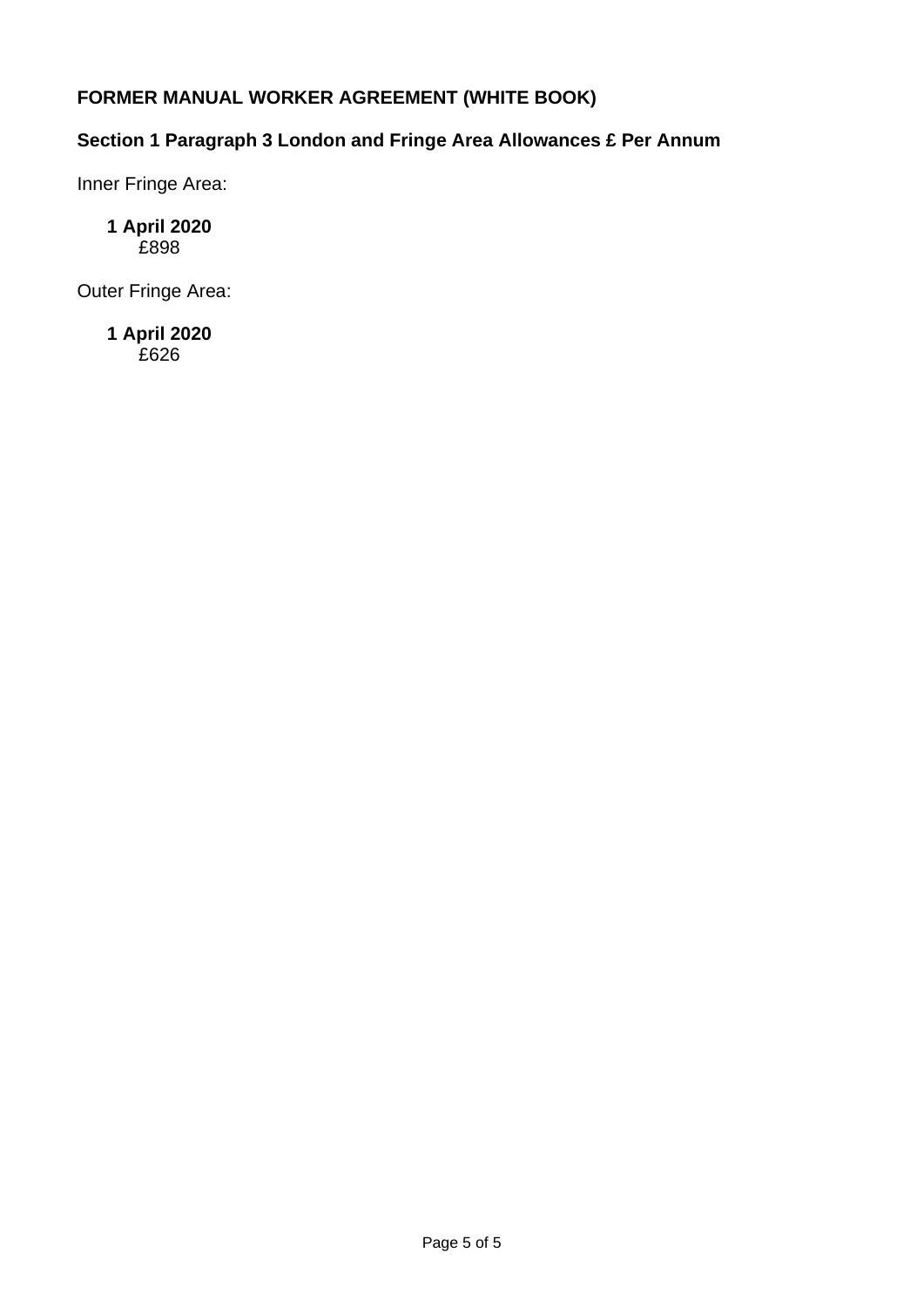## FORMER MANUAL WORKER AGREEMENT (WHITE BOOK)

### Section 1 Paragraph 3 London and Fringe Area Allowances £ Per Annum

Inner Fringe Area:

**1 April 2020**
£898

Outer Fringe Area:

**1 April 2020**
£626